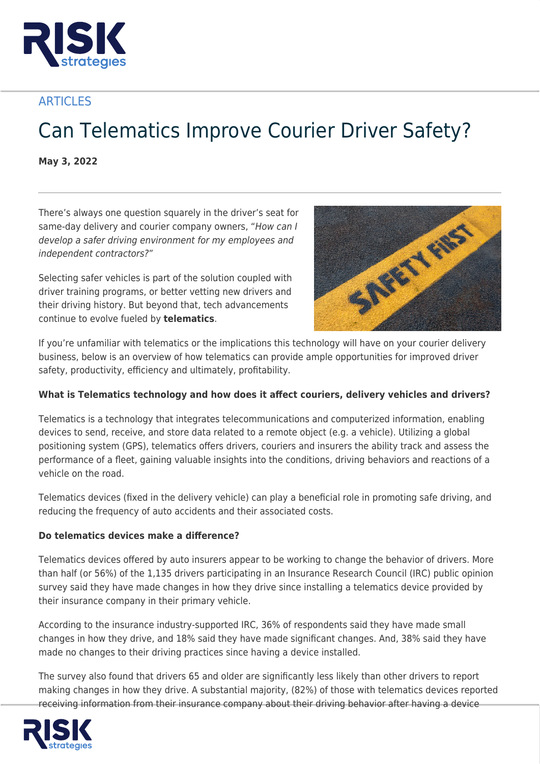ARTICLES

# Can Telematics Improve Courier Driver Safety?

**May 3, 2022**

There's always one question squarely in the driver's seat for same-day delivery and courier company owners, "*How can I develop a safer driving environment for my employees and independent contractors?*"

Selecting safer vehicles is part of the solution coupled with driver training programs, or better vetting new drivers and their driving history. But beyond that, tech advancements continue to evolve fueled by **telematics**.

If you're unfamiliar with telematics or the implications this technology will have on your courier delivery business, below is an overview of how telematics can provide ample opportunities for improved driver safety, productivity, efficiency and ultimately, profitability.

**What is Telematics technology and how does it affect couriers, delivery vehicles and drivers?**

Telematics is a technology that integrates telecommunications and computerized information, enabling devices to send, receive, and store data related to a remote object (e.g. a vehicle). Utilizing a global positioning system (GPS), telematics offers drivers, couriers and insurers the ability track and assess the performance of a fleet, gaining valuable insights into the conditions, driving behaviors and reactions of a vehicle on the road.

Telematics devices (fixed in the delivery vehicle) can play a beneficial role in promoting safe driving, and reducing the frequency of auto accidents and their associated costs.

**Do telematics devices make a difference?**

Telematics devices offered by auto insurers appear to be working to change the behavior of drivers. More than half (or 56%) of the 1,135 drivers participating in an Insurance Research Council (IRC) public opinion survey said they have made changes in how they drive since installing a telematics device provided by their insurance company in their primary vehicle.

According to the insurance industry-supported IRC, 36% of respondents said they have made small changes in how they drive, and 18% said they have made significant changes. And, 38% said they have made no changes to their driving practices since having a device installed.

The survey also found that drivers 65 and older are significantly less likely than other drivers to report making changes in how they drive. A substantial majority, (82%) of those with telematics devices reported receiving information from their insurance company about their driving behavior after having a device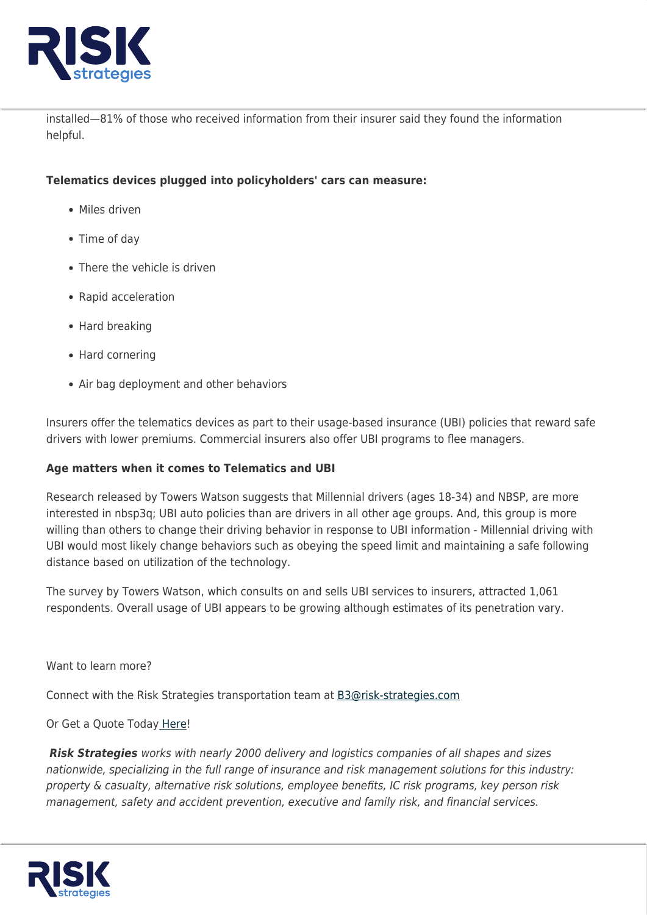installed—81% of those who received information from their insurer said they found the information helpful.

**Telematics devices plugged into policyholders' cars can measure:**

- Miles driven
- Time of day
- There the vehicle is driven
- Rapid acceleration
- Hard breaking
- Hard cornering
- Air bag deployment and other behaviors

Insurers offer the telematics devices as part to their usage-based insurance (UBI) policies that reward safe drivers with lower premiums. Commercial insurers also offer UBI programs to flee managers.

**Age matters when it comes to Telematics and UBI**

Research released by Towers Watson suggests that Millennial drivers (ages 18-34) and NBSP, are more interested in nbsp3q; UBI auto policies than are drivers in all other age groups. And, this group is more willing than others to change their driving behavior in response to UBI information - Millennial driving with UBI would most likely change behaviors such as obeying the speed limit and maintaining a safe following distance based on utilization of the technology.

The survey by Towers Watson, which consults on and sells UBI services to insurers, attracted 1,061 respondents. Overall usage of UBI appears to be growing although estimates of its penetration vary.

Want to learn more?

Connect with the Risk Strategies transportation team at B3@risk-strategies.com

Or Get a Quote Today Here!

***Risk Strategies*** *works with nearly 2000 delivery and logistics companies of all shapes and sizes nationwide, specializing in the full range of insurance and risk management solutions for this industry: property & casualty, alternative risk solutions, employee benefits, IC risk programs, key person risk management, safety and accident prevention, executive and family risk, and financial services.*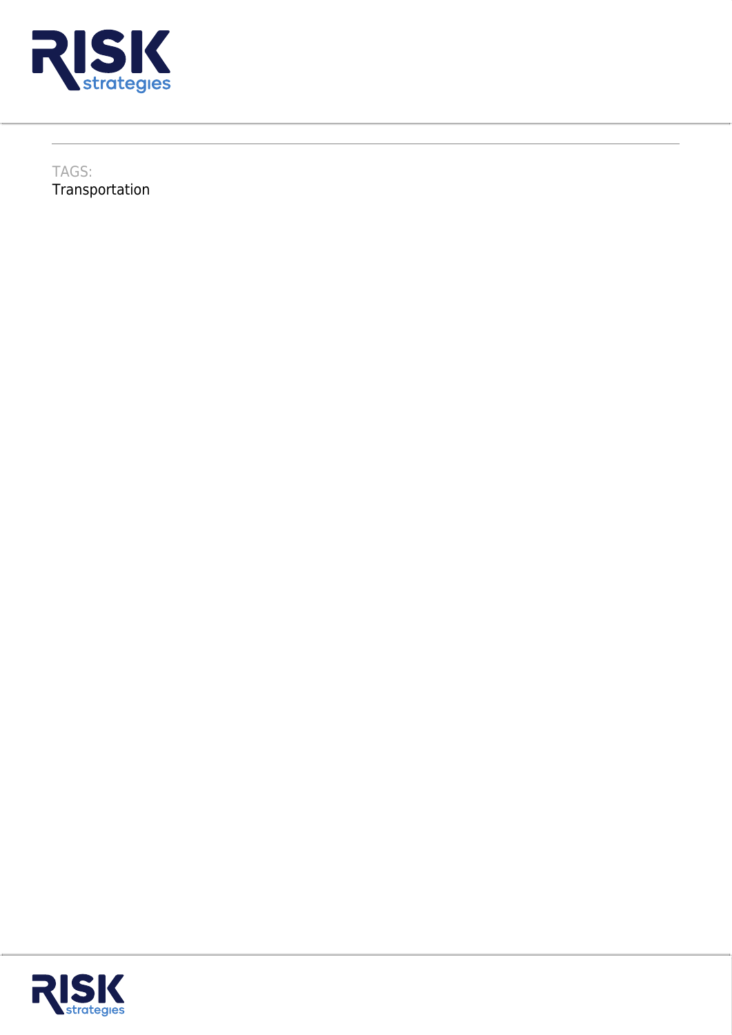TAGS:
Transportation